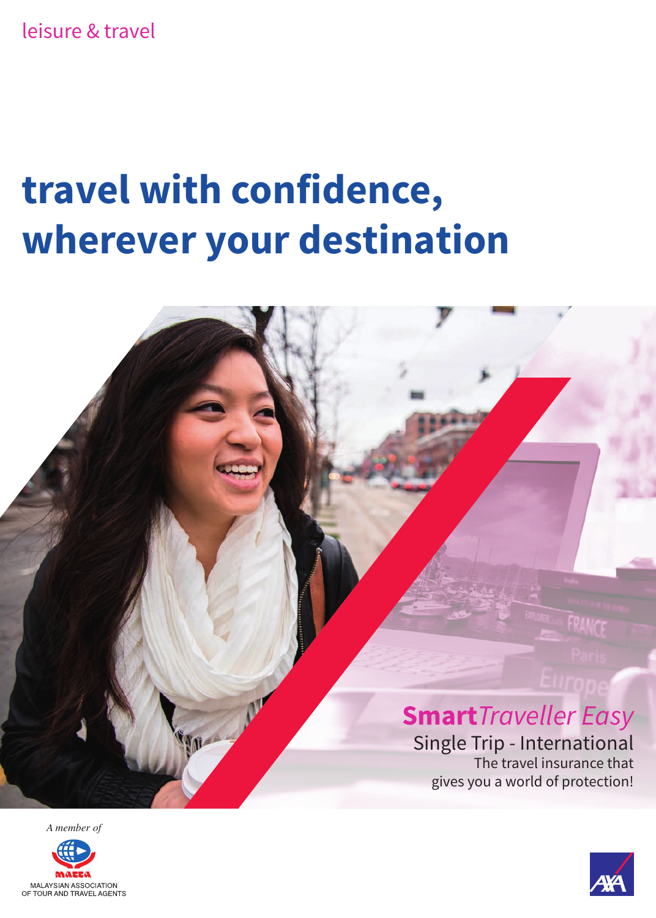leisure & travel

# travel with confidence, wherever your destination

## **Smart**_Traveller Easy_

Single Trip - International

The travel insurance that gives you a world of protection!

*A member of*

MALAYSIAN ASSOCIATION OF TOUR AND TRAVEL AGENTS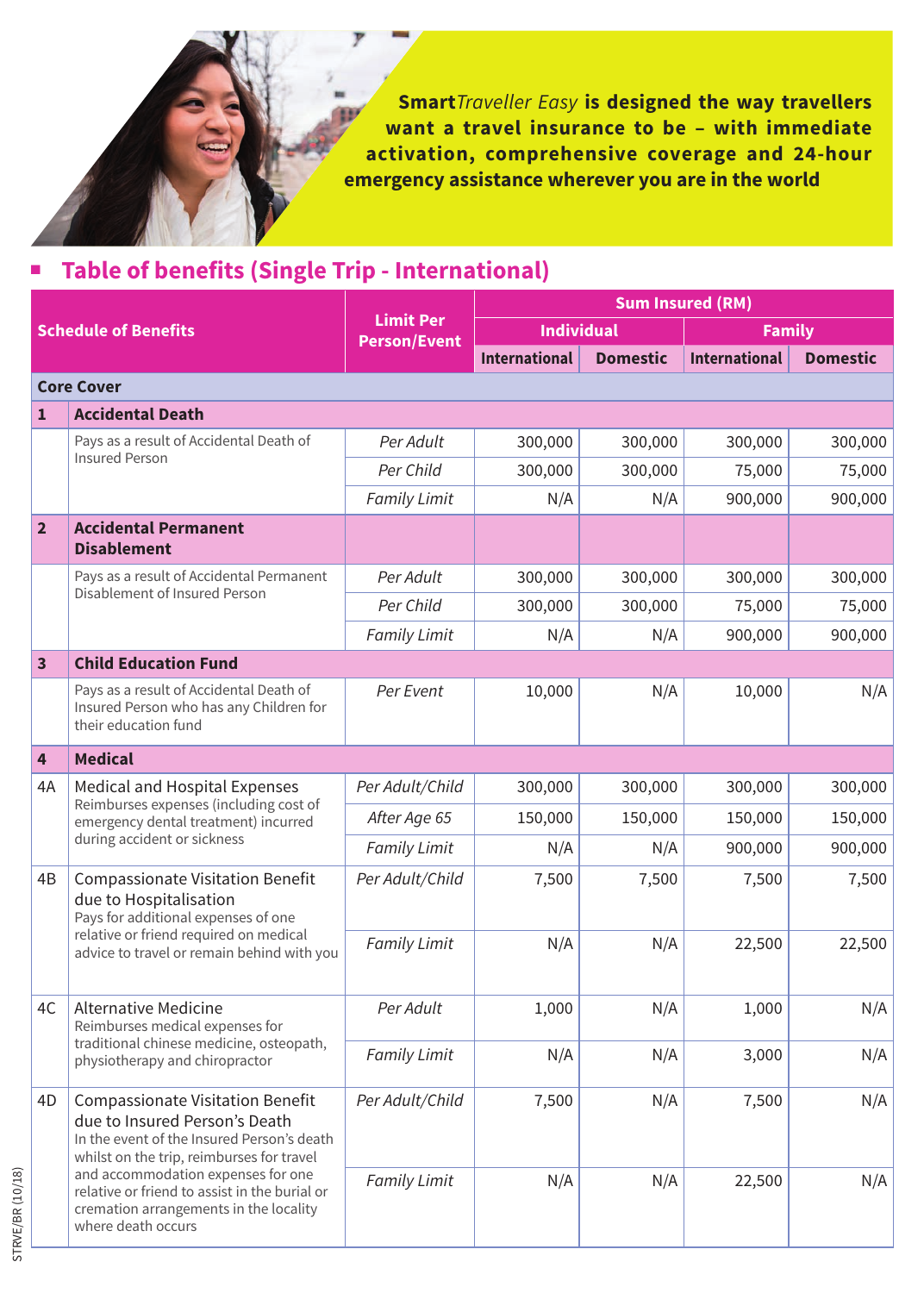**Smart*Traveller Easy*** **is designed the way travellers want a travel insurance to be – with immediate activation, comprehensive coverage and 24-hour emergency assistance wherever you are in the world**

## Table of benefits (Single Trip - International)

| Schedule of Benefits | | Limit Per Person/Event | Sum Insured (RM) | | | |
|---|---|---|---|---|---|---|
| | | | Individual | | Family | |
| | | | International | Domestic | International | Domestic |
| **Core Cover** | | | | | | |
| **1** | **Accidental Death** | | | | | |
| | Pays as a result of Accidental Death of Insured Person | *Per Adult* | 300,000 | 300,000 | 300,000 | 300,000 |
| | | *Per Child* | 300,000 | 300,000 | 75,000 | 75,000 |
| | | *Family Limit* | N/A | N/A | 900,000 | 900,000 |
| **2** | **Accidental Permanent Disablement** | | | | | |
| | Pays as a result of Accidental Permanent Disablement of Insured Person | *Per Adult* | 300,000 | 300,000 | 300,000 | 300,000 |
| | | *Per Child* | 300,000 | 300,000 | 75,000 | 75,000 |
| | | *Family Limit* | N/A | N/A | 900,000 | 900,000 |
| **3** | **Child Education Fund** | | | | | |
| | Pays as a result of Accidental Death of Insured Person who has any Children for their education fund | *Per Event* | 10,000 | N/A | 10,000 | N/A |
| **4** | **Medical** | | | | | |
| 4A | Medical and Hospital Expenses<br>Reimburses expenses (including cost of emergency dental treatment) incurred during accident or sickness | *Per Adult/Child* | 300,000 | 300,000 | 300,000 | 300,000 |
| | | *After Age 65* | 150,000 | 150,000 | 150,000 | 150,000 |
| | | *Family Limit* | N/A | N/A | 900,000 | 900,000 |
| 4B | Compassionate Visitation Benefit due to Hospitalisation<br>Pays for additional expenses of one relative or friend required on medical advice to travel or remain behind with you | *Per Adult/Child* | 7,500 | 7,500 | 7,500 | 7,500 |
| | | *Family Limit* | N/A | N/A | 22,500 | 22,500 |
| 4C | Alternative Medicine<br>Reimburses medical expenses for traditional chinese medicine, osteopath, physiotherapy and chiropractor | *Per Adult* | 1,000 | N/A | 1,000 | N/A |
| | | *Family Limit* | N/A | N/A | 3,000 | N/A |
| 4D | Compassionate Visitation Benefit due to Insured Person's Death<br>In the event of the Insured Person's death whilst on the trip, reimburses for travel and accommodation expenses for one relative or friend to assist in the burial or cremation arrangements in the locality where death occurs | *Per Adult/Child* | 7,500 | N/A | 7,500 | N/A |
| | | *Family Limit* | N/A | N/A | 22,500 | N/A |

STRVE/BR (10/18)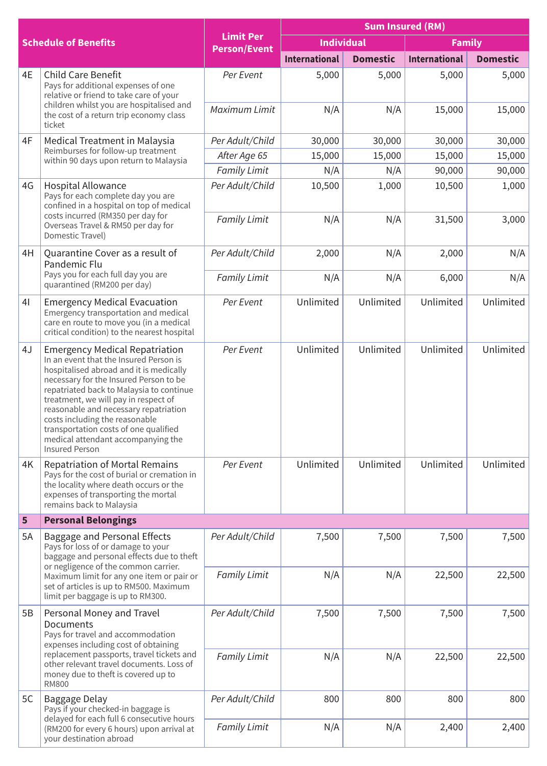| Schedule of Benefits | | Limit Per Person/Event | Sum Insured (RM) | | | |
|---|---|---|---|---|---|---|
| | | | Individual | | Family | |
| | | | International | Domestic | International | Domestic |
| 4E | Child Care Benefit<br>Pays for additional expenses of one relative or friend to take care of your children whilst you are hospitalised and the cost of a return trip economy class ticket | *Per Event* | 5,000 | 5,000 | 5,000 | 5,000 |
| | | *Maximum Limit* | N/A | N/A | 15,000 | 15,000 |
| 4F | Medical Treatment in Malaysia<br>Reimburses for follow-up treatment within 90 days upon return to Malaysia | *Per Adult/Child* | 30,000 | 30,000 | 30,000 | 30,000 |
| | | *After Age 65* | 15,000 | 15,000 | 15,000 | 15,000 |
| | | *Family Limit* | N/A | N/A | 90,000 | 90,000 |
| 4G | Hospital Allowance<br>Pays for each complete day you are confined in a hospital on top of medical costs incurred (RM350 per day for Overseas Travel & RM50 per day for Domestic Travel) | *Per Adult/Child* | 10,500 | 1,000 | 10,500 | 1,000 |
| | | *Family Limit* | N/A | N/A | 31,500 | 3,000 |
| 4H | Quarantine Cover as a result of Pandemic Flu<br>Pays you for each full day you are quarantined (RM200 per day) | *Per Adult/Child* | 2,000 | N/A | 2,000 | N/A |
| | | *Family Limit* | N/A | N/A | 6,000 | N/A |
| 4I | Emergency Medical Evacuation<br>Emergency transportation and medical care en route to move you (in a medical critical condition) to the nearest hospital | *Per Event* | Unlimited | Unlimited | Unlimited | Unlimited |
| 4J | Emergency Medical Repatriation<br>In an event that the Insured Person is hospitalised abroad and it is medically necessary for the Insured Person to be repatriated back to Malaysia to continue treatment, we will pay in respect of reasonable and necessary repatriation costs including the reasonable transportation costs of one qualified medical attendant accompanying the Insured Person | *Per Event* | Unlimited | Unlimited | Unlimited | Unlimited |
| 4K | Repatriation of Mortal Remains<br>Pays for the cost of burial or cremation in the locality where death occurs or the expenses of transporting the mortal remains back to Malaysia | *Per Event* | Unlimited | Unlimited | Unlimited | Unlimited |
| **5** | **Personal Belongings** | | | | | |
| 5A | Baggage and Personal Effects<br>Pays for loss of or damage to your baggage and personal effects due to theft or negligence of the common carrier. Maximum limit for any one item or pair or set of articles is up to RM500. Maximum limit per baggage is up to RM300. | *Per Adult/Child* | 7,500 | 7,500 | 7,500 | 7,500 |
| | | *Family Limit* | N/A | N/A | 22,500 | 22,500 |
| 5B | Personal Money and Travel Documents<br>Pays for travel and accommodation expenses including cost of obtaining replacement passports, travel tickets and other relevant travel documents. Loss of money due to theft is covered up to RM800 | *Per Adult/Child* | 7,500 | 7,500 | 7,500 | 7,500 |
| | | *Family Limit* | N/A | N/A | 22,500 | 22,500 |
| 5C | Baggage Delay<br>Pays if your checked-in baggage is delayed for each full 6 consecutive hours (RM200 for every 6 hours) upon arrival at your destination abroad | *Per Adult/Child* | 800 | 800 | 800 | 800 |
| | | *Family Limit* | N/A | N/A | 2,400 | 2,400 |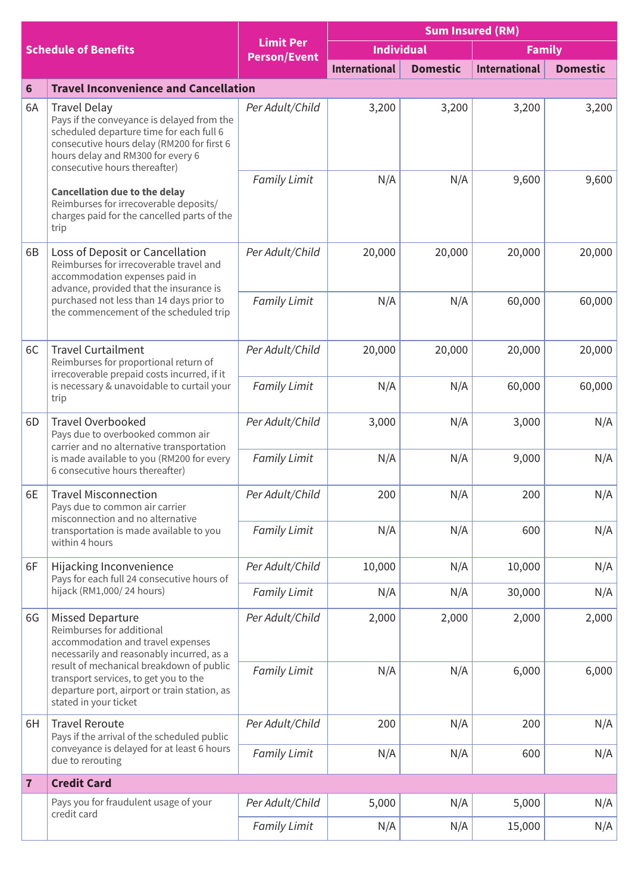| Schedule of Benefits | | Limit Per Person/Event | Sum Insured (RM) | | | |
|---|---|---|---|---|---|---|
| | | | Individual | | Family | |
| | | | International | Domestic | International | Domestic |
| **6** | **Travel Inconvenience and Cancellation** | | | | | |
| 6A | Travel Delay<br>Pays if the conveyance is delayed from the scheduled departure time for each full 6 consecutive hours delay (RM200 for first 6 hours delay and RM300 for every 6 consecutive hours thereafter)<br><br>**Cancellation due to the delay**<br>Reimburses for irrecoverable deposits/ charges paid for the cancelled parts of the trip | *Per Adult/Child* | 3,200 | 3,200 | 3,200 | 3,200 |
| | | *Family Limit* | N/A | N/A | 9,600 | 9,600 |
| 6B | Loss of Deposit or Cancellation<br>Reimburses for irrecoverable travel and accommodation expenses paid in advance, provided that the insurance is purchased not less than 14 days prior to the commencement of the scheduled trip | *Per Adult/Child* | 20,000 | 20,000 | 20,000 | 20,000 |
| | | *Family Limit* | N/A | N/A | 60,000 | 60,000 |
| 6C | Travel Curtailment<br>Reimburses for proportional return of irrecoverable prepaid costs incurred, if it is necessary & unavoidable to curtail your trip | *Per Adult/Child* | 20,000 | 20,000 | 20,000 | 20,000 |
| | | *Family Limit* | N/A | N/A | 60,000 | 60,000 |
| 6D | Travel Overbooked<br>Pays due to overbooked common air carrier and no alternative transportation is made available to you (RM200 for every 6 consecutive hours thereafter) | *Per Adult/Child* | 3,000 | N/A | 3,000 | N/A |
| | | *Family Limit* | N/A | N/A | 9,000 | N/A |
| 6E | Travel Misconnection<br>Pays due to common air carrier misconnection and no alternative transportation is made available to you within 4 hours | *Per Adult/Child* | 200 | N/A | 200 | N/A |
| | | *Family Limit* | N/A | N/A | 600 | N/A |
| 6F | Hijacking Inconvenience<br>Pays for each full 24 consecutive hours of hijack (RM1,000/ 24 hours) | *Per Adult/Child* | 10,000 | N/A | 10,000 | N/A |
| | | *Family Limit* | N/A | N/A | 30,000 | N/A |
| 6G | Missed Departure<br>Reimburses for additional accommodation and travel expenses necessarily and reasonably incurred, as a result of mechanical breakdown of public transport services, to get you to the departure port, airport or train station, as stated in your ticket | *Per Adult/Child* | 2,000 | 2,000 | 2,000 | 2,000 |
| | | *Family Limit* | N/A | N/A | 6,000 | 6,000 |
| 6H | Travel Reroute<br>Pays if the arrival of the scheduled public conveyance is delayed for at least 6 hours due to rerouting | *Per Adult/Child* | 200 | N/A | 200 | N/A |
| | | *Family Limit* | N/A | N/A | 600 | N/A |
| **7** | **Credit Card** | | | | | |
| | Pays you for fraudulent usage of your credit card | *Per Adult/Child* | 5,000 | N/A | 5,000 | N/A |
| | | *Family Limit* | N/A | N/A | 15,000 | N/A |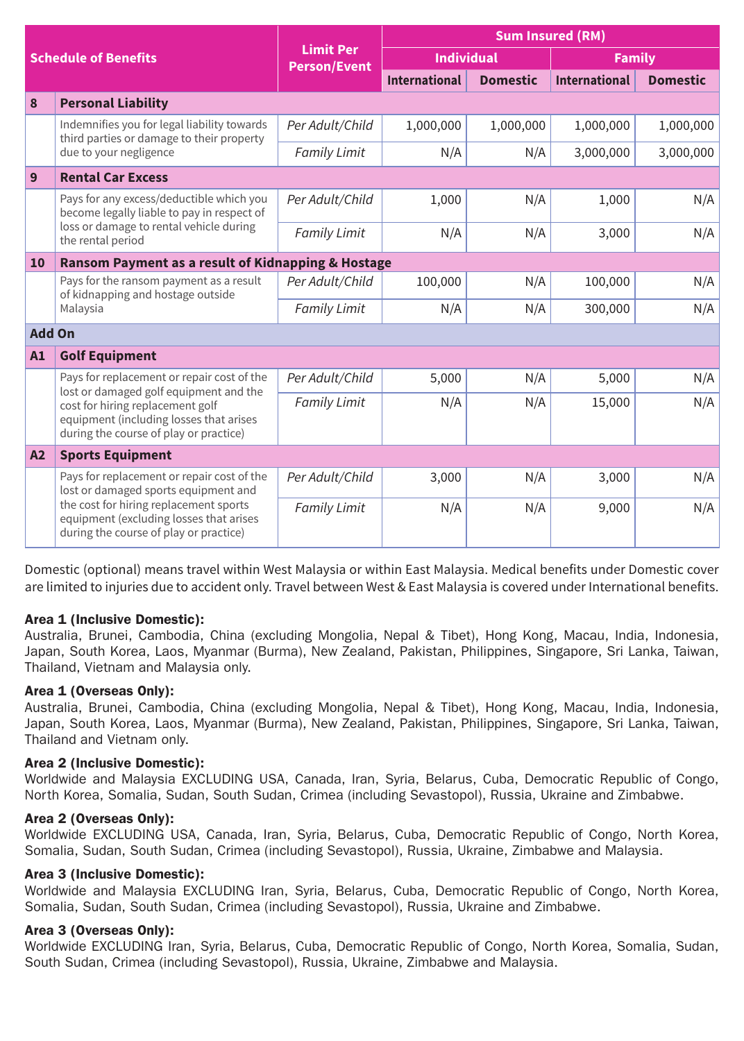| Schedule of Benefits | | Limit Per Person/Event | Sum Insured (RM) | | | |
|---|---|---|---|---|---|---|
| | | | Individual | | Family | |
| | | | International | Domestic | International | Domestic |
| **8** | **Personal Liability** | | | | | |
| | Indemnifies you for legal liability towards third parties or damage to their property due to your negligence | *Per Adult/Child* | 1,000,000 | 1,000,000 | 1,000,000 | 1,000,000 |
| | | *Family Limit* | N/A | N/A | 3,000,000 | 3,000,000 |
| **9** | **Rental Car Excess** | | | | | |
| | Pays for any excess/deductible which you become legally liable to pay in respect of loss or damage to rental vehicle during the rental period | *Per Adult/Child* | 1,000 | N/A | 1,000 | N/A |
| | | *Family Limit* | N/A | N/A | 3,000 | N/A |
| **10** | **Ransom Payment as a result of Kidnapping & Hostage** | | | | | |
| | Pays for the ransom payment as a result of kidnapping and hostage outside Malaysia | *Per Adult/Child* | 100,000 | N/A | 100,000 | N/A |
| | | *Family Limit* | N/A | N/A | 300,000 | N/A |
| **Add On** | | | | | | |
| **A1** | **Golf Equipment** | | | | | |
| | Pays for replacement or repair cost of the lost or damaged golf equipment and the cost for hiring replacement golf equipment (including losses that arises during the course of play or practice) | *Per Adult/Child* | 5,000 | N/A | 5,000 | N/A |
| | | *Family Limit* | N/A | N/A | 15,000 | N/A |
| **A2** | **Sports Equipment** | | | | | |
| | Pays for replacement or repair cost of the lost or damaged sports equipment and the cost for hiring replacement sports equipment (excluding losses that arises during the course of play or practice) | *Per Adult/Child* | 3,000 | N/A | 3,000 | N/A |
| | | *Family Limit* | N/A | N/A | 9,000 | N/A |

Domestic (optional) means travel within West Malaysia or within East Malaysia. Medical benefits under Domestic cover are limited to injuries due to accident only. Travel between West & East Malaysia is covered under International benefits.

**Area 1 (Inclusive Domestic):**
Australia, Brunei, Cambodia, China (excluding Mongolia, Nepal & Tibet), Hong Kong, Macau, India, Indonesia, Japan, South Korea, Laos, Myanmar (Burma), New Zealand, Pakistan, Philippines, Singapore, Sri Lanka, Taiwan, Thailand, Vietnam and Malaysia only.

**Area 1 (Overseas Only):**
Australia, Brunei, Cambodia, China (excluding Mongolia, Nepal & Tibet), Hong Kong, Macau, India, Indonesia, Japan, South Korea, Laos, Myanmar (Burma), New Zealand, Pakistan, Philippines, Singapore, Sri Lanka, Taiwan, Thailand and Vietnam only.

**Area 2 (Inclusive Domestic):**
Worldwide and Malaysia EXCLUDING USA, Canada, Iran, Syria, Belarus, Cuba, Democratic Republic of Congo, North Korea, Somalia, Sudan, South Sudan, Crimea (including Sevastopol), Russia, Ukraine and Zimbabwe.

**Area 2 (Overseas Only):**
Worldwide EXCLUDING USA, Canada, Iran, Syria, Belarus, Cuba, Democratic Republic of Congo, North Korea, Somalia, Sudan, South Sudan, Crimea (including Sevastopol), Russia, Ukraine, Zimbabwe and Malaysia.

**Area 3 (Inclusive Domestic):**
Worldwide and Malaysia EXCLUDING Iran, Syria, Belarus, Cuba, Democratic Republic of Congo, North Korea, Somalia, Sudan, South Sudan, Crimea (including Sevastopol), Russia, Ukraine and Zimbabwe.

**Area 3 (Overseas Only):**
Worldwide EXCLUDING Iran, Syria, Belarus, Cuba, Democratic Republic of Congo, North Korea, Somalia, Sudan, South Sudan, Crimea (including Sevastopol), Russia, Ukraine, Zimbabwe and Malaysia.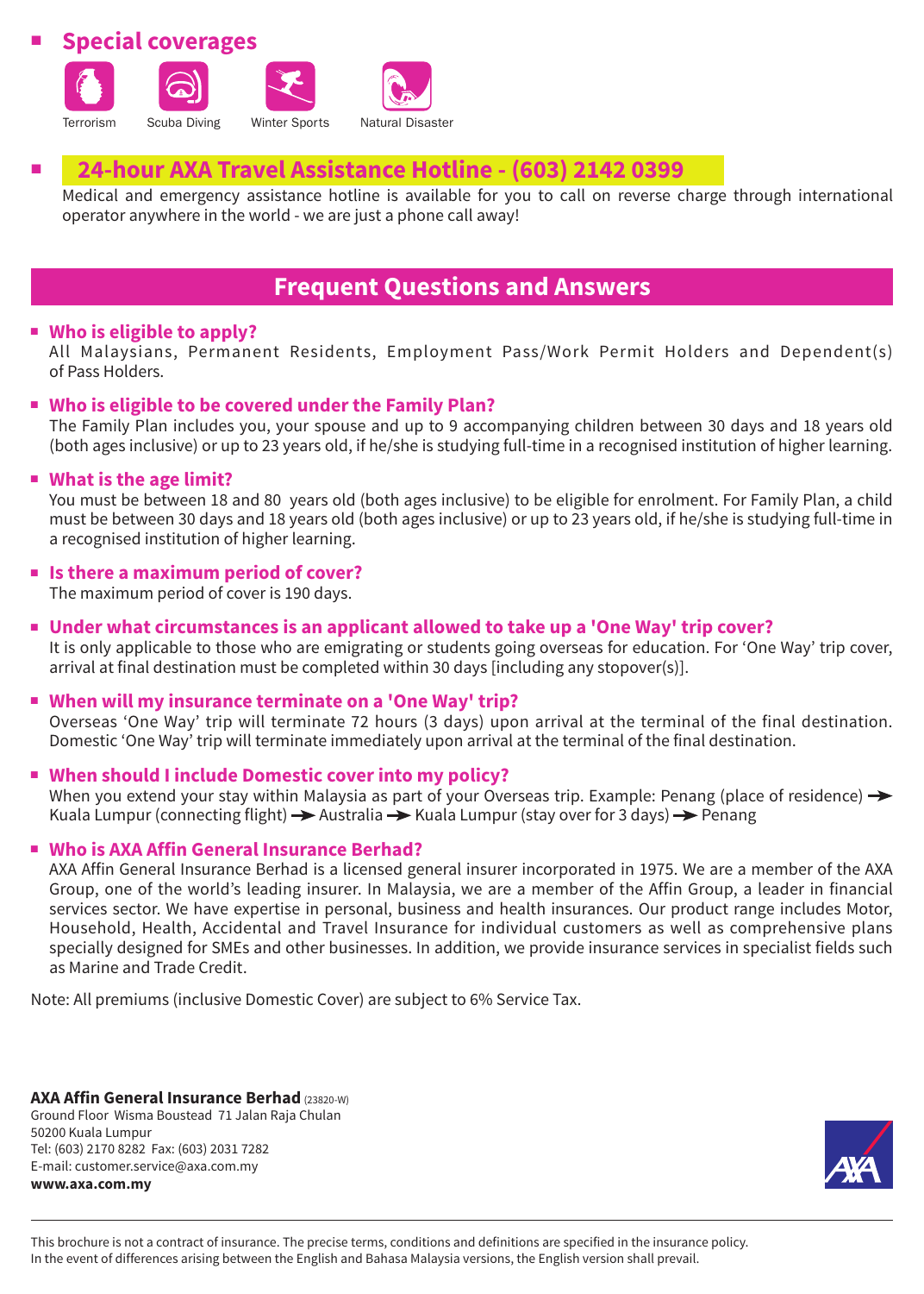## Special coverages

- Terrorism
- Scuba Diving
- Winter Sports
- Natural Disaster

## 24-hour AXA Travel Assistance Hotline - (603) 2142 0399

Medical and emergency assistance hotline is available for you to call on reverse charge through international operator anywhere in the world - we are just a phone call away!

## Frequent Questions and Answers

### Who is eligible to apply?

All Malaysians, Permanent Residents, Employment Pass/Work Permit Holders and Dependent(s) of Pass Holders.

### Who is eligible to be covered under the Family Plan?

The Family Plan includes you, your spouse and up to 9 accompanying children between 30 days and 18 years old (both ages inclusive) or up to 23 years old, if he/she is studying full-time in a recognised institution of higher learning.

### What is the age limit?

You must be between 18 and 80 years old (both ages inclusive) to be eligible for enrolment. For Family Plan, a child must be between 30 days and 18 years old (both ages inclusive) or up to 23 years old, if he/she is studying full-time in a recognised institution of higher learning.

### Is there a maximum period of cover?

The maximum period of cover is 190 days.

### Under what circumstances is an applicant allowed to take up a 'One Way' trip cover?

It is only applicable to those who are emigrating or students going overseas for education. For 'One Way' trip cover, arrival at final destination must be completed within 30 days [including any stopover(s)].

### When will my insurance terminate on a 'One Way' trip?

Overseas 'One Way' trip will terminate 72 hours (3 days) upon arrival at the terminal of the final destination. Domestic 'One Way' trip will terminate immediately upon arrival at the terminal of the final destination.

### When should I include Domestic cover into my policy?

When you extend your stay within Malaysia as part of your Overseas trip. Example: Penang (place of residence) → Kuala Lumpur (connecting flight) → Australia → Kuala Lumpur (stay over for 3 days) → Penang

### Who is AXA Affin General Insurance Berhad?

AXA Affin General Insurance Berhad is a licensed general insurer incorporated in 1975. We are a member of the AXA Group, one of the world's leading insurer. In Malaysia, we are a member of the Affin Group, a leader in financial services sector. We have expertise in personal, business and health insurances. Our product range includes Motor, Household, Health, Accidental and Travel Insurance for individual customers as well as comprehensive plans specially designed for SMEs and other businesses. In addition, we provide insurance services in specialist fields such as Marine and Trade Credit.

Note: All premiums (inclusive Domestic Cover) are subject to 6% Service Tax.

**AXA Affin General Insurance Berhad** (23820-W)
Ground Floor Wisma Boustead 71 Jalan Raja Chulan
50200 Kuala Lumpur
Tel: (603) 2170 8282 Fax: (603) 2031 7282
E-mail: customer.service@axa.com.my
**www.axa.com.my**

This brochure is not a contract of insurance. The precise terms, conditions and definitions are specified in the insurance policy.
In the event of differences arising between the English and Bahasa Malaysia versions, the English version shall prevail.